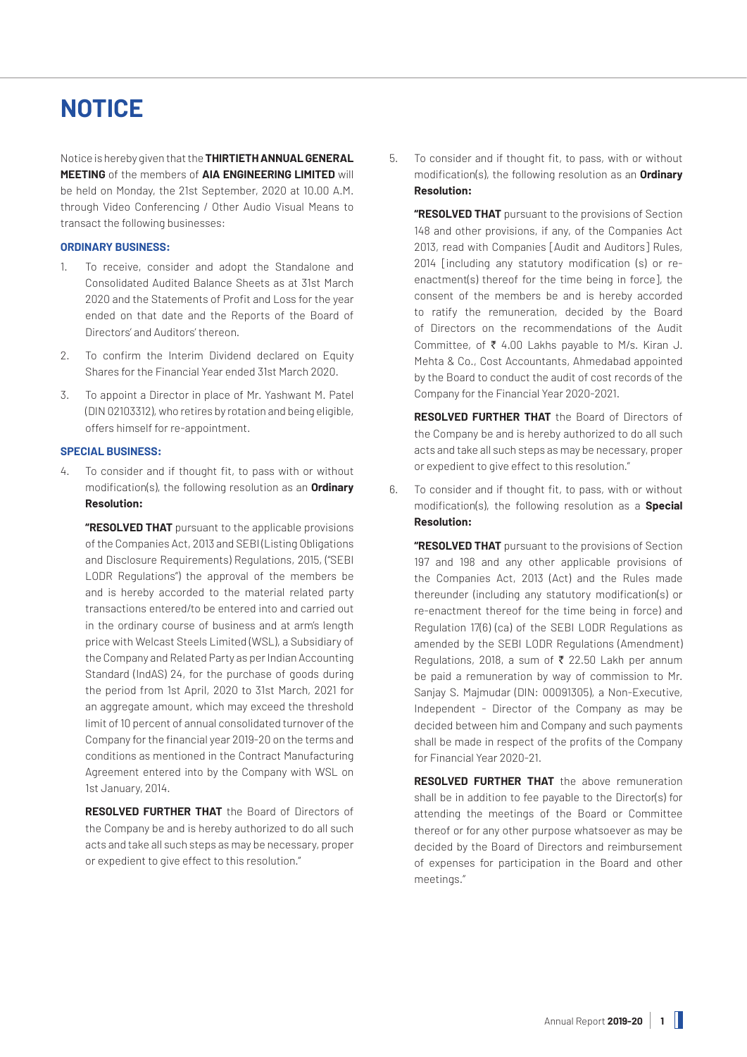# NOTICE

Notice is hereby given that the **THIRTIETH ANNUAL GENERAL MEETING** of the members of **AIA ENGINEERING LIMITED** will be held on Monday, the 21st September, 2020 at 10.00 A.M. through Video Conferencing / Other Audio Visual Means to transact the following businesses:

### ORDINARY BUSINESS:

1. To receive, consider and adopt the Standalone and Consolidated Audited Balance Sheets as at 31st March 2020 and the Statements of Profit and Loss for the year ended on that date and the Reports of the Board of Directors' and Auditors' thereon.

2. To confirm the Interim Dividend declared on Equity Shares for the Financial Year ended 31st March 2020.

3. To appoint a Director in place of Mr. Yashwant M. Patel (DIN 02103312), who retires by rotation and being eligible, offers himself for re-appointment.

### SPECIAL BUSINESS:

4. To consider and if thought fit, to pass with or without modification(s), the following resolution as an **Ordinary Resolution:**

   **"RESOLVED THAT** pursuant to the applicable provisions of the Companies Act, 2013 and SEBI (Listing Obligations and Disclosure Requirements) Regulations, 2015, ("SEBI LODR Regulations") the approval of the members be and is hereby accorded to the material related party transactions entered/to be entered into and carried out in the ordinary course of business and at arm's length price with Welcast Steels Limited (WSL), a Subsidiary of the Company and Related Party as per Indian Accounting Standard (IndAS) 24, for the purchase of goods during the period from 1st April, 2020 to 31st March, 2021 for an aggregate amount, which may exceed the threshold limit of 10 percent of annual consolidated turnover of the Company for the financial year 2019-20 on the terms and conditions as mentioned in the Contract Manufacturing Agreement entered into by the Company with WSL on 1st January, 2014.

   **RESOLVED FURTHER THAT** the Board of Directors of the Company be and is hereby authorized to do all such acts and take all such steps as may be necessary, proper or expedient to give effect to this resolution."

5. To consider and if thought fit, to pass, with or without modification(s), the following resolution as an **Ordinary Resolution:**

   **"RESOLVED THAT** pursuant to the provisions of Section 148 and other provisions, if any, of the Companies Act 2013, read with Companies [Audit and Auditors] Rules, 2014 [including any statutory modification (s) or re-enactment(s) thereof for the time being in force], the consent of the members be and is hereby accorded to ratify the remuneration, decided by the Board of Directors on the recommendations of the Audit Committee, of ₹ 4.00 Lakhs payable to M/s. Kiran J. Mehta & Co., Cost Accountants, Ahmedabad appointed by the Board to conduct the audit of cost records of the Company for the Financial Year 2020-2021.

   **RESOLVED FURTHER THAT** the Board of Directors of the Company be and is hereby authorized to do all such acts and take all such steps as may be necessary, proper or expedient to give effect to this resolution."

6. To consider and if thought fit, to pass, with or without modification(s), the following resolution as a **Special Resolution:**

   **"RESOLVED THAT** pursuant to the provisions of Section 197 and 198 and any other applicable provisions of the Companies Act, 2013 (Act) and the Rules made thereunder (including any statutory modification(s) or re-enactment thereof for the time being in force) and Regulation 17(6) (ca) of the SEBI LODR Regulations as amended by the SEBI LODR Regulations (Amendment) Regulations, 2018, a sum of ₹ 22.50 Lakh per annum be paid a remuneration by way of commission to Mr. Sanjay S. Majmudar (DIN: 00091305), a Non-Executive, Independent - Director of the Company as may be decided between him and Company and such payments shall be made in respect of the profits of the Company for Financial Year 2020-21.

   **RESOLVED FURTHER THAT** the above remuneration shall be in addition to fee payable to the Director(s) for attending the meetings of the Board or Committee thereof or for any other purpose whatsoever as may be decided by the Board of Directors and reimbursement of expenses for participation in the Board and other meetings."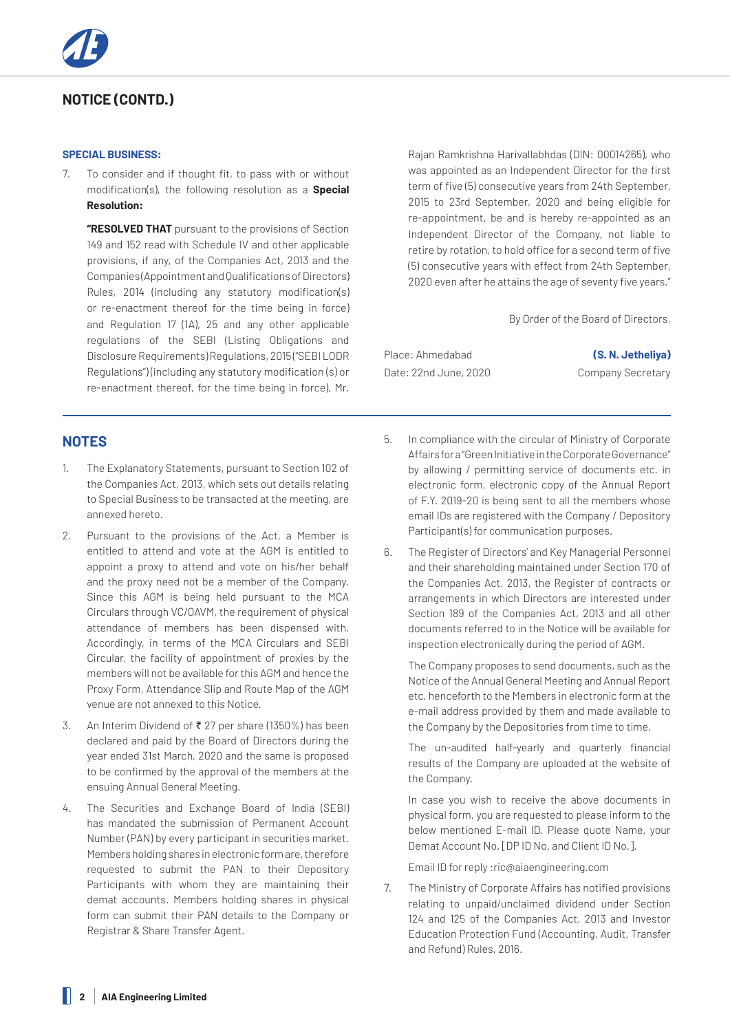## NOTICE (CONTD.)

**SPECIAL BUSINESS:**

7. To consider and if thought fit, to pass with or without modification(s), the following resolution as a **Special Resolution:**

   **"RESOLVED THAT** pursuant to the provisions of Section 149 and 152 read with Schedule IV and other applicable provisions, if any, of the Companies Act, 2013 and the Companies (Appointment and Qualifications of Directors) Rules, 2014 (including any statutory modification(s) or re-enactment thereof for the time being in force) and Regulation 17 (1A), 25 and any other applicable regulations of the SEBI (Listing Obligations and Disclosure Requirements) Regulations, 2015 ("SEBI LODR Regulations") (including any statutory modification (s) or re-enactment thereof, for the time being in force), Mr. Rajan Ramkrishna Harivallabhdas (DIN: 00014265), who was appointed as an Independent Director for the first term of five (5) consecutive years from 24th September, 2015 to 23rd September, 2020 and being eligible for re-appointment, be and is hereby re-appointed as an Independent Director of the Company, not liable to retire by rotation, to hold office for a second term of five (5) consecutive years with effect from 24th September, 2020 even after he attains the age of seventy five years."

By Order of the Board of Directors,

Place: Ahmedabad
Date: 22nd June, 2020

**(S. N. Jetheliya)**
Company Secretary

## NOTES

1. The Explanatory Statements, pursuant to Section 102 of the Companies Act, 2013, which sets out details relating to Special Business to be transacted at the meeting, are annexed hereto.
2. Pursuant to the provisions of the Act, a Member is entitled to attend and vote at the AGM is entitled to appoint a proxy to attend and vote on his/her behalf and the proxy need not be a member of the Company. Since this AGM is being held pursuant to the MCA Circulars through VC/OAVM, the requirement of physical attendance of members has been dispensed with. Accordingly, in terms of the MCA Circulars and SEBI Circular, the facility of appointment of proxies by the members will not be available for this AGM and hence the Proxy Form, Attendance Slip and Route Map of the AGM venue are not annexed to this Notice.
3. An Interim Dividend of ₹ 27 per share (1350%) has been declared and paid by the Board of Directors during the year ended 31st March, 2020 and the same is proposed to be confirmed by the approval of the members at the ensuing Annual General Meeting.
4. The Securities and Exchange Board of India (SEBI) has mandated the submission of Permanent Account Number (PAN) by every participant in securities market. Members holding shares in electronic form are, therefore requested to submit the PAN to their Depository Participants with whom they are maintaining their demat accounts. Members holding shares in physical form can submit their PAN details to the Company or Registrar & Share Transfer Agent.
5. In compliance with the circular of Ministry of Corporate Affairs for a "Green Initiative in the Corporate Governance" by allowing / permitting service of documents etc. in electronic form, electronic copy of the Annual Report of F.Y. 2019-20 is being sent to all the members whose email IDs are registered with the Company / Depository Participant(s) for communication purposes.
6. The Register of Directors' and Key Managerial Personnel and their shareholding maintained under Section 170 of the Companies Act, 2013, the Register of contracts or arrangements in which Directors are interested under Section 189 of the Companies Act, 2013 and all other documents referred to in the Notice will be available for inspection electronically during the period of AGM.

   The Company proposes to send documents, such as the Notice of the Annual General Meeting and Annual Report etc. henceforth to the Members in electronic form at the e-mail address provided by them and made available to the Company by the Depositories from time to time.

   The un-audited half-yearly and quarterly financial results of the Company are uploaded at the website of the Company.

   In case you wish to receive the above documents in physical form, you are requested to please inform to the below mentioned E-mail ID. Please quote Name, your Demat Account No. [DP ID No. and Client ID No.].

   Email ID for reply :ric@aiaengineering.com
7. The Ministry of Corporate Affairs has notified provisions relating to unpaid/unclaimed dividend under Section 124 and 125 of the Companies Act, 2013 and Investor Education Protection Fund (Accounting, Audit, Transfer and Refund) Rules, 2016.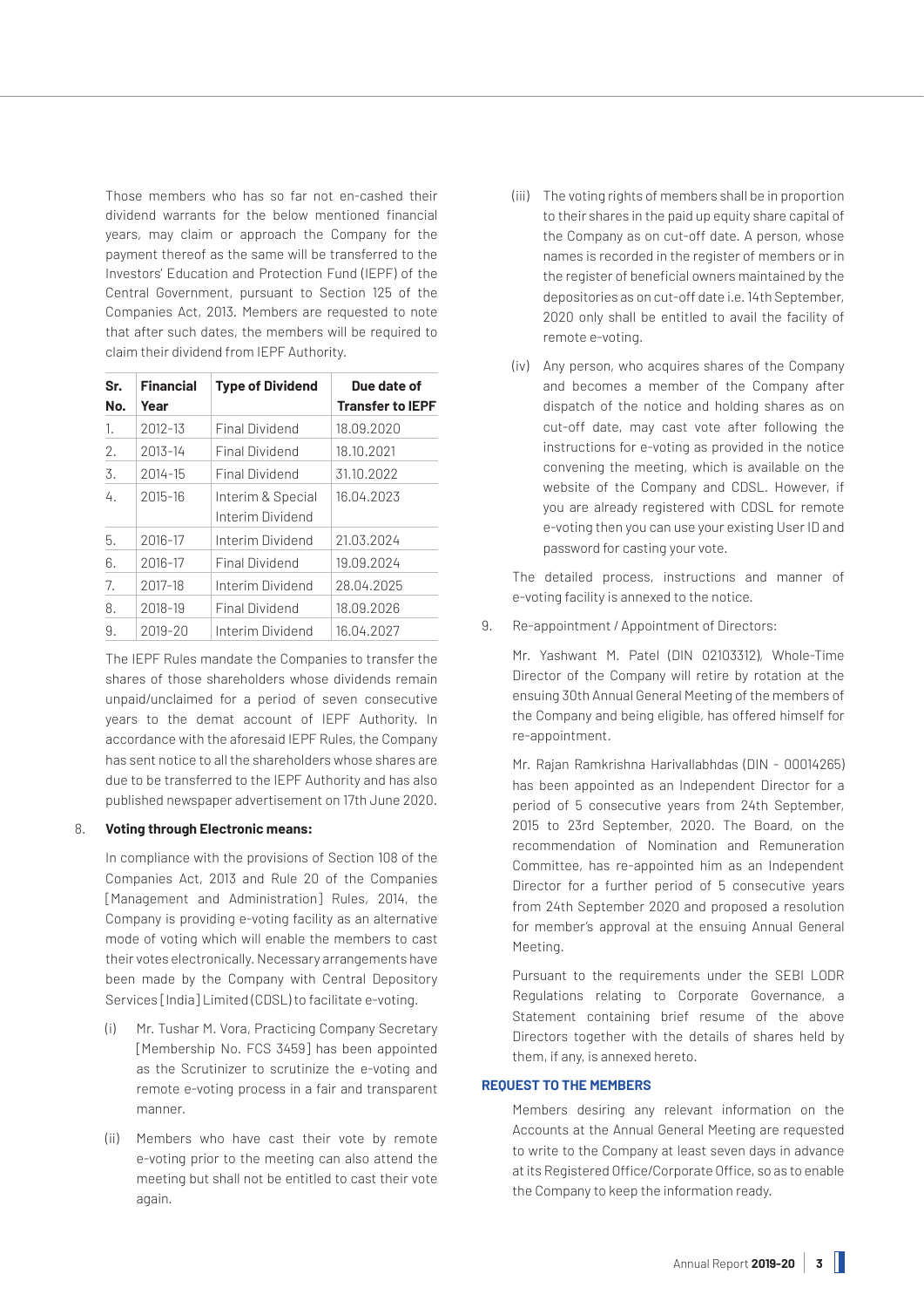Those members who has so far not en-cashed their dividend warrants for the below mentioned financial years, may claim or approach the Company for the payment thereof as the same will be transferred to the Investors' Education and Protection Fund (IEPF) of the Central Government, pursuant to Section 125 of the Companies Act, 2013. Members are requested to note that after such dates, the members will be required to claim their dividend from IEPF Authority.

| Sr. No. | Financial Year | Type of Dividend | Due date of Transfer to IEPF |
|---|---|---|---|
| 1. | 2012-13 | Final Dividend | 18.09.2020 |
| 2. | 2013-14 | Final Dividend | 18.10.2021 |
| 3. | 2014-15 | Final Dividend | 31.10.2022 |
| 4. | 2015-16 | Interim & Special Interim Dividend | 16.04.2023 |
| 5. | 2016-17 | Interim Dividend | 21.03.2024 |
| 6. | 2016-17 | Final Dividend | 19.09.2024 |
| 7. | 2017-18 | Interim Dividend | 28.04.2025 |
| 8. | 2018-19 | Final Dividend | 18.09.2026 |
| 9. | 2019-20 | Interim Dividend | 16.04.2027 |

The IEPF Rules mandate the Companies to transfer the shares of those shareholders whose dividends remain unpaid/unclaimed for a period of seven consecutive years to the demat account of IEPF Authority. In accordance with the aforesaid IEPF Rules, the Company has sent notice to all the shareholders whose shares are due to be transferred to the IEPF Authority and has also published newspaper advertisement on 17th June 2020.

8. **Voting through Electronic means:**

   In compliance with the provisions of Section 108 of the Companies Act, 2013 and Rule 20 of the Companies [Management and Administration] Rules, 2014, the Company is providing e-voting facility as an alternative mode of voting which will enable the members to cast their votes electronically. Necessary arrangements have been made by the Company with Central Depository Services [India] Limited (CDSL) to facilitate e-voting.

   (i) Mr. Tushar M. Vora, Practicing Company Secretary [Membership No. FCS 3459] has been appointed as the Scrutinizer to scrutinize the e-voting and remote e-voting process in a fair and transparent manner.

   (ii) Members who have cast their vote by remote e-voting prior to the meeting can also attend the meeting but shall not be entitled to cast their vote again.

   (iii) The voting rights of members shall be in proportion to their shares in the paid up equity share capital of the Company as on cut-off date. A person, whose names is recorded in the register of members or in the register of beneficial owners maintained by the depositories as on cut-off date i.e. 14th September, 2020 only shall be entitled to avail the facility of remote e-voting.

   (iv) Any person, who acquires shares of the Company and becomes a member of the Company after dispatch of the notice and holding shares as on cut-off date, may cast vote after following the instructions for e-voting as provided in the notice convening the meeting, which is available on the website of the Company and CDSL. However, if you are already registered with CDSL for remote e-voting then you can use your existing User ID and password for casting your vote.

   The detailed process, instructions and manner of e-voting facility is annexed to the notice.

9. Re-appointment / Appointment of Directors:

   Mr. Yashwant M. Patel (DIN 02103312), Whole-Time Director of the Company will retire by rotation at the ensuing 30th Annual General Meeting of the members of the Company and being eligible, has offered himself for re-appointment.

   Mr. Rajan Ramkrishna Harivallabhdas (DIN - 00014265) has been appointed as an Independent Director for a period of 5 consecutive years from 24th September, 2015 to 23rd September, 2020. The Board, on the recommendation of Nomination and Remuneration Committee, has re-appointed him as an Independent Director for a further period of 5 consecutive years from 24th September 2020 and proposed a resolution for member's approval at the ensuing Annual General Meeting.

   Pursuant to the requirements under the SEBI LODR Regulations relating to Corporate Governance, a Statement containing brief resume of the above Directors together with the details of shares held by them, if any, is annexed hereto.

**REQUEST TO THE MEMBERS**

Members desiring any relevant information on the Accounts at the Annual General Meeting are requested to write to the Company at least seven days in advance at its Registered Office/Corporate Office, so as to enable the Company to keep the information ready.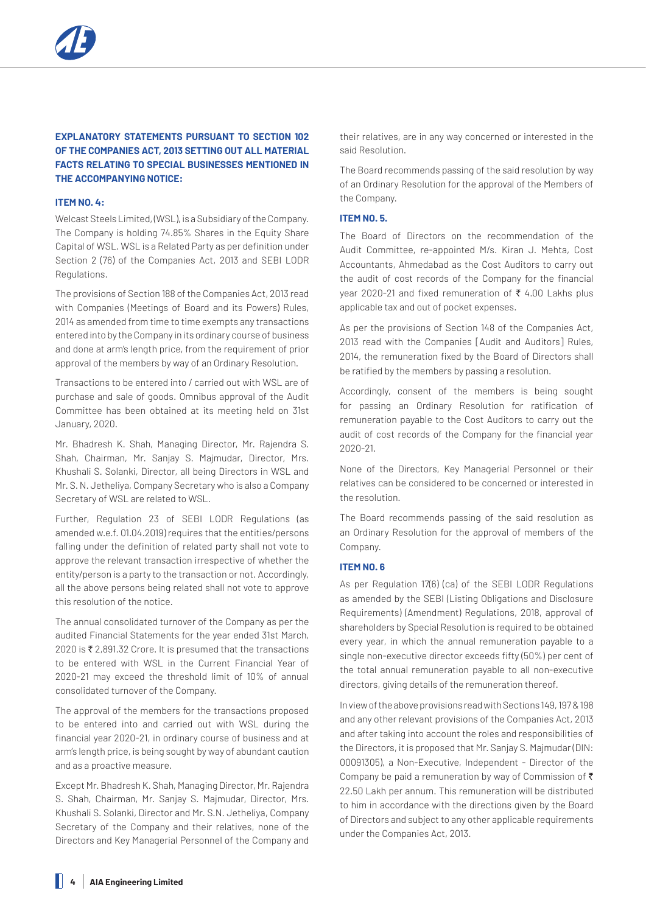## EXPLANATORY STATEMENTS PURSUANT TO SECTION 102 OF THE COMPANIES ACT, 2013 SETTING OUT ALL MATERIAL FACTS RELATING TO SPECIAL BUSINESSES MENTIONED IN THE ACCOMPANYING NOTICE:

### ITEM NO. 4:

Welcast Steels Limited, (WSL), is a Subsidiary of the Company. The Company is holding 74.85% Shares in the Equity Share Capital of WSL. WSL is a Related Party as per definition under Section 2 (76) of the Companies Act, 2013 and SEBI LODR Regulations.

The provisions of Section 188 of the Companies Act, 2013 read with Companies (Meetings of Board and its Powers) Rules, 2014 as amended from time to time exempts any transactions entered into by the Company in its ordinary course of business and done at arm's length price, from the requirement of prior approval of the members by way of an Ordinary Resolution.

Transactions to be entered into / carried out with WSL are of purchase and sale of goods. Omnibus approval of the Audit Committee has been obtained at its meeting held on 31st January, 2020.

Mr. Bhadresh K. Shah, Managing Director, Mr. Rajendra S. Shah, Chairman, Mr. Sanjay S. Majmudar, Director, Mrs. Khushali S. Solanki, Director, all being Directors in WSL and Mr. S. N. Jetheliya, Company Secretary who is also a Company Secretary of WSL are related to WSL.

Further, Regulation 23 of SEBI LODR Regulations (as amended w.e.f. 01.04.2019) requires that the entities/persons falling under the definition of related party shall not vote to approve the relevant transaction irrespective of whether the entity/person is a party to the transaction or not. Accordingly, all the above persons being related shall not vote to approve this resolution of the notice.

The annual consolidated turnover of the Company as per the audited Financial Statements for the year ended 31st March, 2020 is ₹ 2,891.32 Crore. It is presumed that the transactions to be entered with WSL in the Current Financial Year of 2020-21 may exceed the threshold limit of 10% of annual consolidated turnover of the Company.

The approval of the members for the transactions proposed to be entered into and carried out with WSL during the financial year 2020-21, in ordinary course of business and at arm's length price, is being sought by way of abundant caution and as a proactive measure.

Except Mr. Bhadresh K. Shah, Managing Director, Mr. Rajendra S. Shah, Chairman, Mr. Sanjay S. Majmudar, Director, Mrs. Khushali S. Solanki, Director and Mr. S.N. Jetheliya, Company Secretary of the Company and their relatives, none of the Directors and Key Managerial Personnel of the Company and their relatives, are in any way concerned or interested in the said Resolution.

The Board recommends passing of the said resolution by way of an Ordinary Resolution for the approval of the Members of the Company.

### ITEM NO. 5.

The Board of Directors on the recommendation of the Audit Committee, re-appointed M/s. Kiran J. Mehta, Cost Accountants, Ahmedabad as the Cost Auditors to carry out the audit of cost records of the Company for the financial year 2020-21 and fixed remuneration of ₹ 4.00 Lakhs plus applicable tax and out of pocket expenses.

As per the provisions of Section 148 of the Companies Act, 2013 read with the Companies [Audit and Auditors] Rules, 2014, the remuneration fixed by the Board of Directors shall be ratified by the members by passing a resolution.

Accordingly, consent of the members is being sought for passing an Ordinary Resolution for ratification of remuneration payable to the Cost Auditors to carry out the audit of cost records of the Company for the financial year 2020-21.

None of the Directors, Key Managerial Personnel or their relatives can be considered to be concerned or interested in the resolution.

The Board recommends passing of the said resolution as an Ordinary Resolution for the approval of members of the Company.

### ITEM NO. 6

As per Regulation 17(6) (ca) of the SEBI LODR Regulations as amended by the SEBI (Listing Obligations and Disclosure Requirements) (Amendment) Regulations, 2018, approval of shareholders by Special Resolution is required to be obtained every year, in which the annual remuneration payable to a single non-executive director exceeds fifty (50%) per cent of the total annual remuneration payable to all non-executive directors, giving details of the remuneration thereof.

In view of the above provisions read with Sections 149, 197 & 198 and any other relevant provisions of the Companies Act, 2013 and after taking into account the roles and responsibilities of the Directors, it is proposed that Mr. Sanjay S. Majmudar (DIN: 00091305), a Non-Executive, Independent - Director of the Company be paid a remuneration by way of Commission of ₹ 22.50 Lakh per annum. This remuneration will be distributed to him in accordance with the directions given by the Board of Directors and subject to any other applicable requirements under the Companies Act, 2013.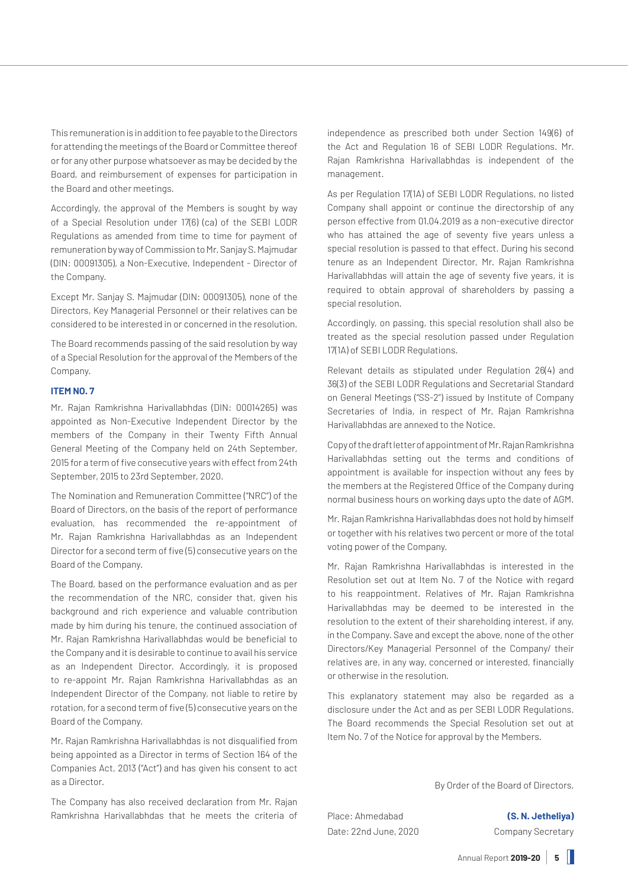This remuneration is in addition to fee payable to the Directors for attending the meetings of the Board or Committee thereof or for any other purpose whatsoever as may be decided by the Board, and reimbursement of expenses for participation in the Board and other meetings.

Accordingly, the approval of the Members is sought by way of a Special Resolution under 17(6) (ca) of the SEBI LODR Regulations as amended from time to time for payment of remuneration by way of Commission to Mr. Sanjay S. Majmudar (DIN: 00091305), a Non-Executive, Independent - Director of the Company.

Except Mr. Sanjay S. Majmudar (DIN: 00091305), none of the Directors, Key Managerial Personnel or their relatives can be considered to be interested in or concerned in the resolution.

The Board recommends passing of the said resolution by way of a Special Resolution for the approval of the Members of the Company.

### ITEM NO. 7

Mr. Rajan Ramkrishna Harivallabhdas (DIN: 00014265) was appointed as Non-Executive Independent Director by the members of the Company in their Twenty Fifth Annual General Meeting of the Company held on 24th September, 2015 for a term of five consecutive years with effect from 24th September, 2015 to 23rd September, 2020.

The Nomination and Remuneration Committee ("NRC") of the Board of Directors, on the basis of the report of performance evaluation, has recommended the re-appointment of Mr. Rajan Ramkrishna Harivallabhdas as an Independent Director for a second term of five (5) consecutive years on the Board of the Company.

The Board, based on the performance evaluation and as per the recommendation of the NRC, consider that, given his background and rich experience and valuable contribution made by him during his tenure, the continued association of Mr. Rajan Ramkrishna Harivallabhdas would be beneficial to the Company and it is desirable to continue to avail his service as an Independent Director. Accordingly, it is proposed to re-appoint Mr. Rajan Ramkrishna Harivallabhdas as an Independent Director of the Company, not liable to retire by rotation, for a second term of five (5) consecutive years on the Board of the Company.

Mr. Rajan Ramkrishna Harivallabhdas is not disqualified from being appointed as a Director in terms of Section 164 of the Companies Act, 2013 ("Act") and has given his consent to act as a Director.

The Company has also received declaration from Mr. Rajan Ramkrishna Harivallabhdas that he meets the criteria of independence as prescribed both under Section 149(6) of the Act and Regulation 16 of SEBI LODR Regulations. Mr. Rajan Ramkrishna Harivallabhdas is independent of the management.

As per Regulation 17(1A) of SEBI LODR Regulations, no listed Company shall appoint or continue the directorship of any person effective from 01.04.2019 as a non-executive director who has attained the age of seventy five years unless a special resolution is passed to that effect. During his second tenure as an Independent Director, Mr. Rajan Ramkrishna Harivallabhdas will attain the age of seventy five years, it is required to obtain approval of shareholders by passing a special resolution.

Accordingly, on passing, this special resolution shall also be treated as the special resolution passed under Regulation 17(1A) of SEBI LODR Regulations.

Relevant details as stipulated under Regulation 26(4) and 36(3) of the SEBI LODR Regulations and Secretarial Standard on General Meetings ("SS-2") issued by Institute of Company Secretaries of India, in respect of Mr. Rajan Ramkrishna Harivallabhdas are annexed to the Notice.

Copy of the draft letter of appointment of Mr. Rajan Ramkrishna Harivallabhdas setting out the terms and conditions of appointment is available for inspection without any fees by the members at the Registered Office of the Company during normal business hours on working days upto the date of AGM.

Mr. Rajan Ramkrishna Harivallabhdas does not hold by himself or together with his relatives two percent or more of the total voting power of the Company.

Mr. Rajan Ramkrishna Harivallabhdas is interested in the Resolution set out at Item No. 7 of the Notice with regard to his reappointment. Relatives of Mr. Rajan Ramkrishna Harivallabhdas may be deemed to be interested in the resolution to the extent of their shareholding interest, if any, in the Company. Save and except the above, none of the other Directors/Key Managerial Personnel of the Company/ their relatives are, in any way, concerned or interested, financially or otherwise in the resolution.

This explanatory statement may also be regarded as a disclosure under the Act and as per SEBI LODR Regulations. The Board recommends the Special Resolution set out at Item No. 7 of the Notice for approval by the Members.

By Order of the Board of Directors,

Place: Ahmedabad
Date: 22nd June, 2020

**(S. N. Jetheliya)**
Company Secretary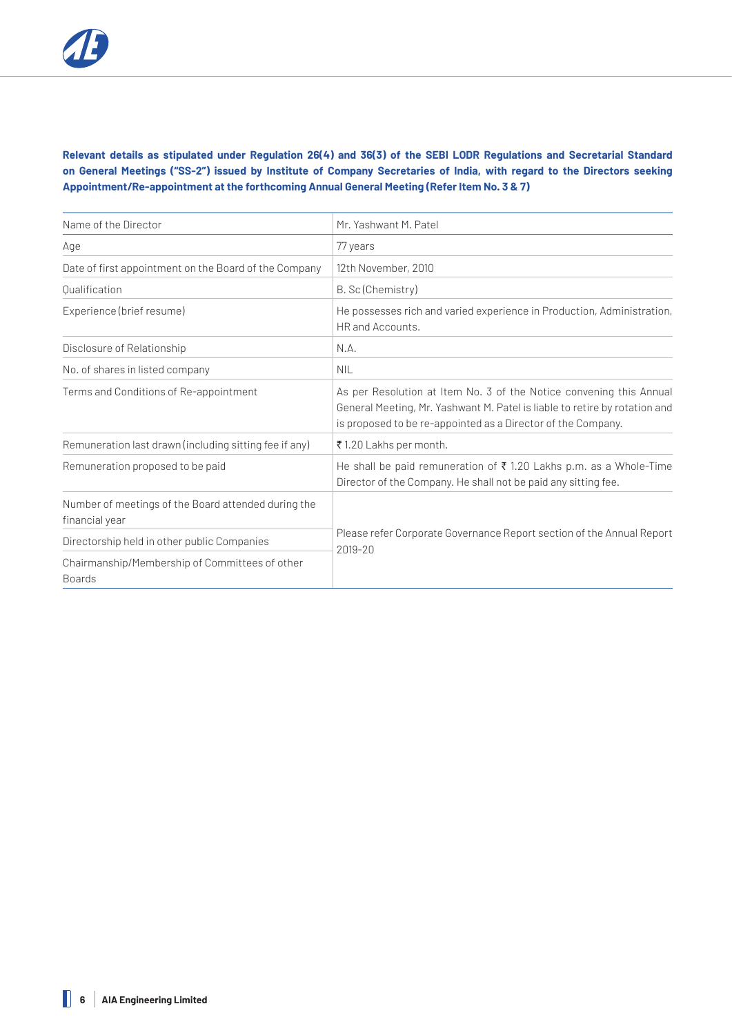**Relevant details as stipulated under Regulation 26(4) and 36(3) of the SEBI LODR Regulations and Secretarial Standard on General Meetings ("SS-2") issued by Institute of Company Secretaries of India, with regard to the Directors seeking Appointment/Re-appointment at the forthcoming Annual General Meeting (Refer Item No. 3 & 7)**

| Name of the Director | Mr. Yashwant M. Patel |
|---|---|
| Age | 77 years |
| Date of first appointment on the Board of the Company | 12th November, 2010 |
| Qualification | B. Sc (Chemistry) |
| Experience (brief resume) | He possesses rich and varied experience in Production, Administration, HR and Accounts. |
| Disclosure of Relationship | N.A. |
| No. of shares in listed company | NIL |
| Terms and Conditions of Re-appointment | As per Resolution at Item No. 3 of the Notice convening this Annual General Meeting, Mr. Yashwant M. Patel is liable to retire by rotation and is proposed to be re-appointed as a Director of the Company. |
| Remuneration last drawn (including sitting fee if any) | ₹ 1.20 Lakhs per month. |
| Remuneration proposed to be paid | He shall be paid remuneration of ₹ 1.20 Lakhs p.m. as a Whole-Time Director of the Company. He shall not be paid any sitting fee. |
| Number of meetings of the Board attended during the financial year | Please refer Corporate Governance Report section of the Annual Report 2019-20 |
| Directorship held in other public Companies | |
| Chairmanship/Membership of Committees of other Boards | |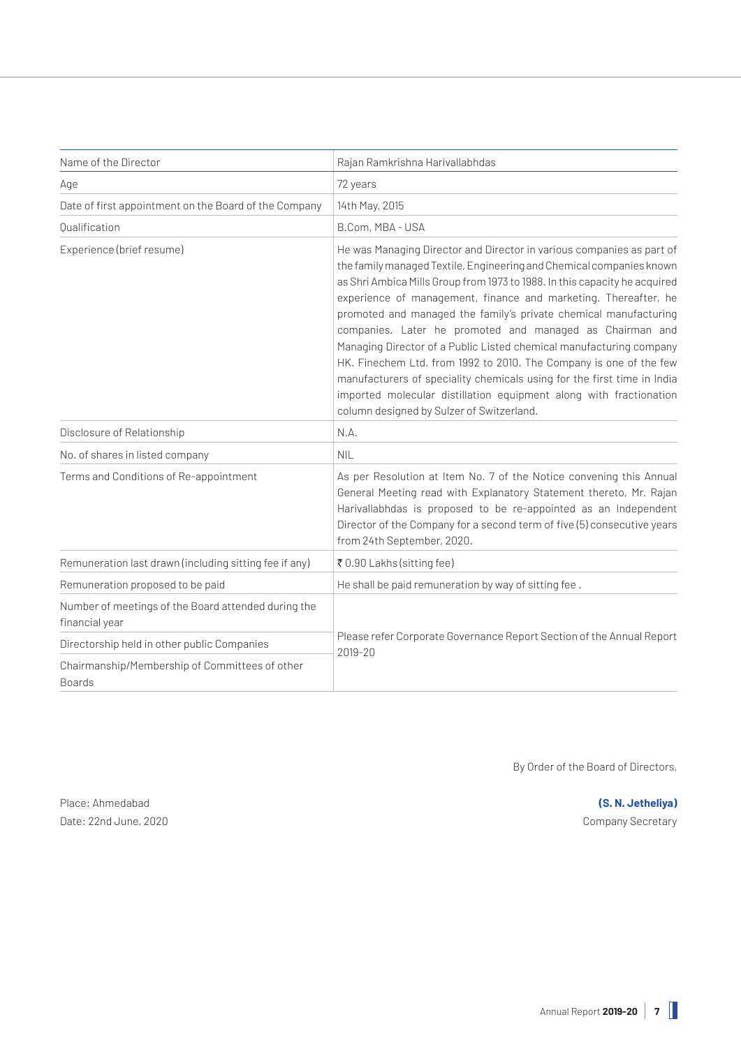| Name of the Director | Rajan Ramkrishna Harivallabhdas |
|---|---|
| Age | 72 years |
| Date of first appointment on the Board of the Company | 14th May, 2015 |
| Qualification | B.Com, MBA - USA |
| Experience (brief resume) | He was Managing Director and Director in various companies as part of the family managed Textile, Engineering and Chemical companies known as Shri Ambica Mills Group from 1973 to 1988. In this capacity he acquired experience of management, finance and marketing. Thereafter, he promoted and managed the family's private chemical manufacturing companies. Later he promoted and managed as Chairman and Managing Director of a Public Listed chemical manufacturing company HK. Finechem Ltd. from 1992 to 2010. The Company is one of the few manufacturers of speciality chemicals using for the first time in India imported molecular distillation equipment along with fractionation column designed by Sulzer of Switzerland. |
| Disclosure of Relationship | N.A. |
| No. of shares in listed company | NIL |
| Terms and Conditions of Re-appointment | As per Resolution at Item No. 7 of the Notice convening this Annual General Meeting read with Explanatory Statement thereto, Mr. Rajan Harivallabhdas is proposed to be re-appointed as an Independent Director of the Company for a second term of five (5) consecutive years from 24th September, 2020. |
| Remuneration last drawn (including sitting fee if any) | ₹ 0.90 Lakhs (sitting fee) |
| Remuneration proposed to be paid | He shall be paid remuneration by way of sitting fee . |
| Number of meetings of the Board attended during the financial year | Please refer Corporate Governance Report Section of the Annual Report 2019-20 |
| Directorship held in other public Companies | |
| Chairmanship/Membership of Committees of other Boards | |

By Order of the Board of Directors,

Place: Ahmedabad
Date: 22nd June, 2020

**(S. N. Jetheliya)**
Company Secretary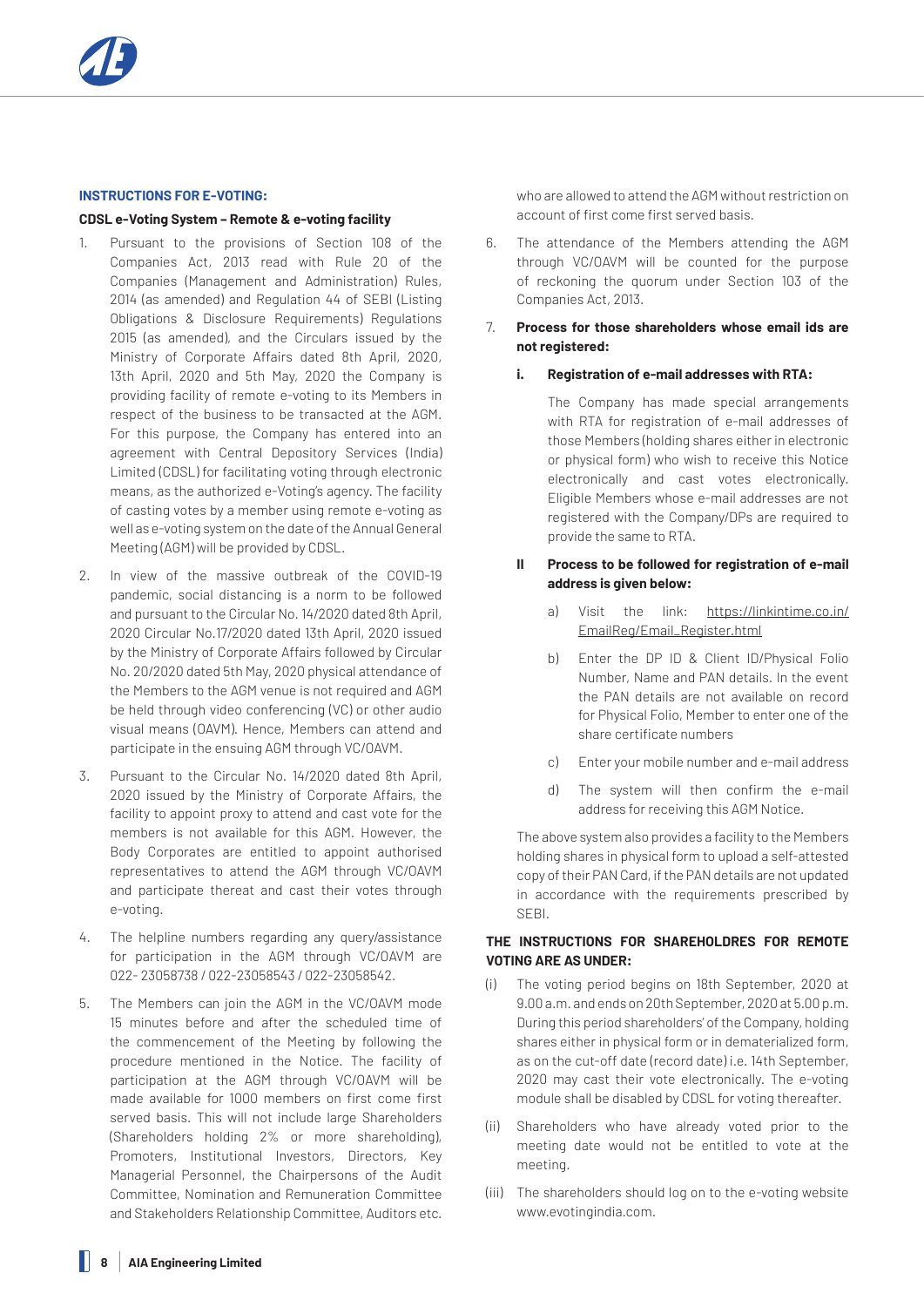## INSTRUCTIONS FOR E-VOTING:

**CDSL e-Voting System – Remote & e-voting facility**

1. Pursuant to the provisions of Section 108 of the Companies Act, 2013 read with Rule 20 of the Companies (Management and Administration) Rules, 2014 (as amended) and Regulation 44 of SEBI (Listing Obligations & Disclosure Requirements) Regulations 2015 (as amended), and the Circulars issued by the Ministry of Corporate Affairs dated 8th April, 2020, 13th April, 2020 and 5th May, 2020 the Company is providing facility of remote e-voting to its Members in respect of the business to be transacted at the AGM. For this purpose, the Company has entered into an agreement with Central Depository Services (India) Limited (CDSL) for facilitating voting through electronic means, as the authorized e-Voting's agency. The facility of casting votes by a member using remote e-voting as well as e-voting system on the date of the Annual General Meeting (AGM) will be provided by CDSL.
2. In view of the massive outbreak of the COVID-19 pandemic, social distancing is a norm to be followed and pursuant to the Circular No. 14/2020 dated 8th April, 2020 Circular No.17/2020 dated 13th April, 2020 issued by the Ministry of Corporate Affairs followed by Circular No. 20/2020 dated 5th May, 2020 physical attendance of the Members to the AGM venue is not required and AGM be held through video conferencing (VC) or other audio visual means (OAVM). Hence, Members can attend and participate in the ensuing AGM through VC/OAVM.
3. Pursuant to the Circular No. 14/2020 dated 8th April, 2020 issued by the Ministry of Corporate Affairs, the facility to appoint proxy to attend and cast vote for the members is not available for this AGM. However, the Body Corporates are entitled to appoint authorised representatives to attend the AGM through VC/OAVM and participate thereat and cast their votes through e-voting.
4. The helpline numbers regarding any query/assistance for participation in the AGM through VC/OAVM are 022- 23058738 / 022-23058543 / 022-23058542.
5. The Members can join the AGM in the VC/OAVM mode 15 minutes before and after the scheduled time of the commencement of the Meeting by following the procedure mentioned in the Notice. The facility of participation at the AGM through VC/OAVM will be made available for 1000 members on first come first served basis. This will not include large Shareholders (Shareholders holding 2% or more shareholding), Promoters, Institutional Investors, Directors, Key Managerial Personnel, the Chairpersons of the Audit Committee, Nomination and Remuneration Committee and Stakeholders Relationship Committee, Auditors etc. who are allowed to attend the AGM without restriction on account of first come first served basis.
6. The attendance of the Members attending the AGM through VC/OAVM will be counted for the purpose of reckoning the quorum under Section 103 of the Companies Act, 2013.
7. **Process for those shareholders whose email ids are not registered:**

   **i. Registration of e-mail addresses with RTA:**

   The Company has made special arrangements with RTA for registration of e-mail addresses of those Members (holding shares either in electronic or physical form) who wish to receive this Notice electronically and cast votes electronically. Eligible Members whose e-mail addresses are not registered with the Company/DPs are required to provide the same to RTA.

   **II Process to be followed for registration of e-mail address is given below:**

   a) Visit the link: https://linkintime.co.in/EmailReg/Email_Register.html
   b) Enter the DP ID & Client ID/Physical Folio Number, Name and PAN details. In the event the PAN details are not available on record for Physical Folio, Member to enter one of the share certificate numbers
   c) Enter your mobile number and e-mail address
   d) The system will then confirm the e-mail address for receiving this AGM Notice.

   The above system also provides a facility to the Members holding shares in physical form to upload a self-attested copy of their PAN Card, if the PAN details are not updated in accordance with the requirements prescribed by SEBI.

**THE INSTRUCTIONS FOR SHAREHOLDRES FOR REMOTE VOTING ARE AS UNDER:**

(i) The voting period begins on 18th September, 2020 at 9.00 a.m. and ends on 20th September, 2020 at 5.00 p.m. During this period shareholders' of the Company, holding shares either in physical form or in dematerialized form, as on the cut-off date (record date) i.e. 14th September, 2020 may cast their vote electronically. The e-voting module shall be disabled by CDSL for voting thereafter.

(ii) Shareholders who have already voted prior to the meeting date would not be entitled to vote at the meeting.

(iii) The shareholders should log on to the e-voting website www.evotingindia.com.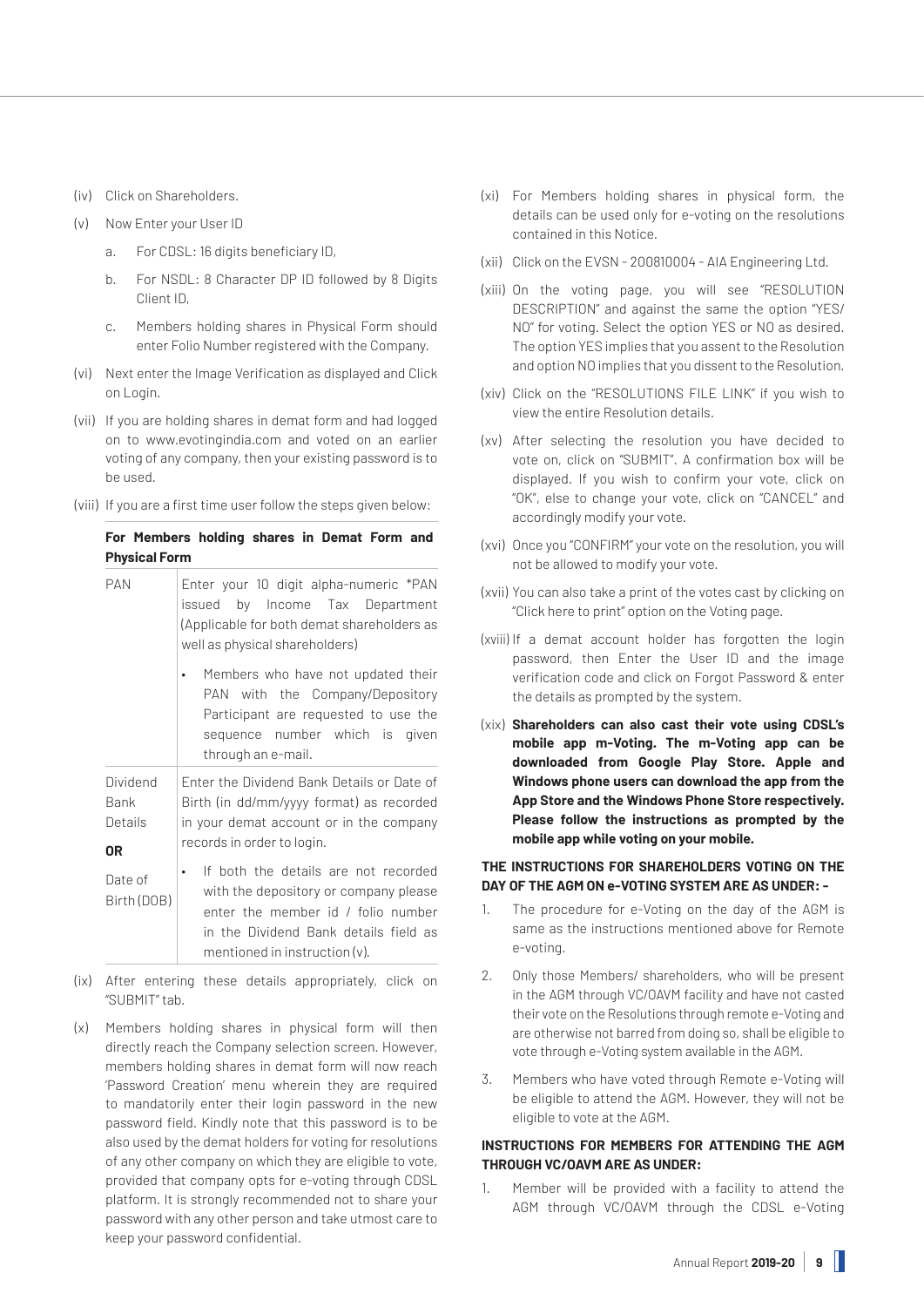(iv) Click on Shareholders.

(v) Now Enter your User ID

a. For CDSL: 16 digits beneficiary ID,

b. For NSDL: 8 Character DP ID followed by 8 Digits Client ID,

c. Members holding shares in Physical Form should enter Folio Number registered with the Company.

(vi) Next enter the Image Verification as displayed and Click on Login.

(vii) If you are holding shares in demat form and had logged on to www.evotingindia.com and voted on an earlier voting of any company, then your existing password is to be used.

(viii) If you are a first time user follow the steps given below:

**For Members holding shares in Demat Form and Physical Form**

| | |
|---|---|
| PAN | Enter your 10 digit alpha-numeric *PAN issued by Income Tax Department (Applicable for both demat shareholders as well as physical shareholders)<br>• Members who have not updated their PAN with the Company/Depository Participant are requested to use the sequence number which is given through an e-mail. |
| Dividend Bank Details<br>**OR**<br>Date of Birth (DOB) | Enter the Dividend Bank Details or Date of Birth (in dd/mm/yyyy format) as recorded in your demat account or in the company records in order to login.<br>• If both the details are not recorded with the depository or company please enter the member id / folio number in the Dividend Bank details field as mentioned in instruction (v). |

(ix) After entering these details appropriately, click on "SUBMIT" tab.

(x) Members holding shares in physical form will then directly reach the Company selection screen. However, members holding shares in demat form will now reach 'Password Creation' menu wherein they are required to mandatorily enter their login password in the new password field. Kindly note that this password is to be also used by the demat holders for voting for resolutions of any other company on which they are eligible to vote, provided that company opts for e-voting through CDSL platform. It is strongly recommended not to share your password with any other person and take utmost care to keep your password confidential.

(xi) For Members holding shares in physical form, the details can be used only for e-voting on the resolutions contained in this Notice.

(xii) Click on the EVSN - 200810004 - AIA Engineering Ltd.

(xiii) On the voting page, you will see "RESOLUTION DESCRIPTION" and against the same the option "YES/NO" for voting. Select the option YES or NO as desired. The option YES implies that you assent to the Resolution and option NO implies that you dissent to the Resolution.

(xiv) Click on the "RESOLUTIONS FILE LINK" if you wish to view the entire Resolution details.

(xv) After selecting the resolution you have decided to vote on, click on "SUBMIT". A confirmation box will be displayed. If you wish to confirm your vote, click on "OK", else to change your vote, click on "CANCEL" and accordingly modify your vote.

(xvi) Once you "CONFIRM" your vote on the resolution, you will not be allowed to modify your vote.

(xvii) You can also take a print of the votes cast by clicking on "Click here to print" option on the Voting page.

(xviii) If a demat account holder has forgotten the login password, then Enter the User ID and the image verification code and click on Forgot Password & enter the details as prompted by the system.

(xix) **Shareholders can also cast their vote using CDSL's mobile app m-Voting. The m-Voting app can be downloaded from Google Play Store. Apple and Windows phone users can download the app from the App Store and the Windows Phone Store respectively. Please follow the instructions as prompted by the mobile app while voting on your mobile.**

**THE INSTRUCTIONS FOR SHAREHOLDERS VOTING ON THE DAY OF THE AGM ON e-VOTING SYSTEM ARE AS UNDER: -**

1. The procedure for e-Voting on the day of the AGM is same as the instructions mentioned above for Remote e-voting.

2. Only those Members/ shareholders, who will be present in the AGM through VC/OAVM facility and have not casted their vote on the Resolutions through remote e-Voting and are otherwise not barred from doing so, shall be eligible to vote through e-Voting system available in the AGM.

3. Members who have voted through Remote e-Voting will be eligible to attend the AGM. However, they will not be eligible to vote at the AGM.

**INSTRUCTIONS FOR MEMBERS FOR ATTENDING THE AGM THROUGH VC/OAVM ARE AS UNDER:**

1. Member will be provided with a facility to attend the AGM through VC/OAVM through the CDSL e-Voting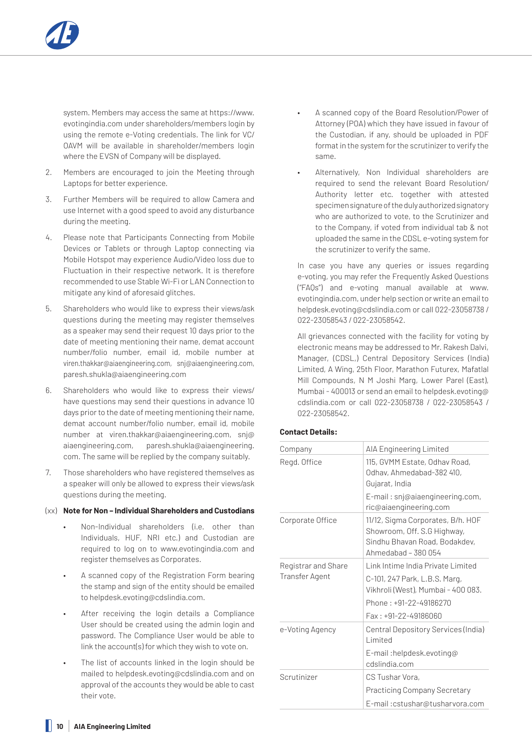system. Members may access the same at https://www.evotingindia.com under shareholders/members login by using the remote e-Voting credentials. The link for VC/OAVM will be available in shareholder/members login where the EVSN of Company will be displayed.

2. Members are encouraged to join the Meeting through Laptops for better experience.

3. Further Members will be required to allow Camera and use Internet with a good speed to avoid any disturbance during the meeting.

4. Please note that Participants Connecting from Mobile Devices or Tablets or through Laptop connecting via Mobile Hotspot may experience Audio/Video loss due to Fluctuation in their respective network. It is therefore recommended to use Stable Wi-Fi or LAN Connection to mitigate any kind of aforesaid glitches.

5. Shareholders who would like to express their views/ask questions during the meeting may register themselves as a speaker may send their request 10 days prior to the date of meeting mentioning their name, demat account number/folio number, email id, mobile number at viren.thakkar@aiaengineering.com, snj@aiaengineering.com, paresh.shukla@aiaengineering.com

6. Shareholders who would like to express their views/ have questions may send their questions in advance 10 days prior to the date of meeting mentioning their name, demat account number/folio number, email id, mobile number at viren.thakkar@aiaengineering.com, snj@aiaengineering.com, paresh.shukla@aiaengineering.com. The same will be replied by the company suitably.

7. Those shareholders who have registered themselves as a speaker will only be allowed to express their views/ask questions during the meeting.

(xx) **Note for Non – Individual Shareholders and Custodians**

- Non-Individual shareholders (i.e. other than Individuals, HUF, NRI etc.) and Custodian are required to log on to www.evotingindia.com and register themselves as Corporates.
- A scanned copy of the Registration Form bearing the stamp and sign of the entity should be emailed to helpdesk.evoting@cdslindia.com.
- After receiving the login details a Compliance User should be created using the admin login and password. The Compliance User would be able to link the account(s) for which they wish to vote on.
- The list of accounts linked in the login should be mailed to helpdesk.evoting@cdslindia.com and on approval of the accounts they would be able to cast their vote.
- A scanned copy of the Board Resolution/Power of Attorney (POA) which they have issued in favour of the Custodian, if any, should be uploaded in PDF format in the system for the scrutinizer to verify the same.
- Alternatively, Non Individual shareholders are required to send the relevant Board Resolution/ Authority letter etc. together with attested specimen signature of the duly authorized signatory who are authorized to vote, to the Scrutinizer and to the Company, if voted from individual tab & not uploaded the same in the CDSL e-voting system for the scrutinizer to verify the same.

In case you have any queries or issues regarding e-voting, you may refer the Frequently Asked Questions ("FAQs") and e-voting manual available at www.evotingindia.com, under help section or write an email to helpdesk.evoting@cdslindia.com or call 022-23058738 / 022-23058543 / 022-23058542.

All grievances connected with the facility for voting by electronic means may be addressed to Mr. Rakesh Dalvi, Manager, (CDSL,) Central Depository Services (India) Limited, A Wing, 25th Floor, Marathon Futurex, Mafatlal Mill Compounds, N M Joshi Marg, Lower Parel (East), Mumbai - 400013 or send an email to helpdesk.evoting@cdslindia.com or call 022-23058738 / 022-23058543 / 022-23058542.

**Contact Details:**

| | |
|---|---|
| Company | AIA Engineering Limited |
| Regd. Office | 115, GVMM Estate, Odhav Road, Odhav, Ahmedabad-382 410, Gujarat, India<br>E-mail : snj@aiaengineering.com, ric@aiaengineering.com |
| Corporate Office | 11/12, Sigma Corporates, B/h. HOF Showroom, Off. S.G Highway, Sindhu Bhavan Road, Bodakdev, Ahmedabad – 380 054 |
| Registrar and Share Transfer Agent | Link Intime India Private Limited<br>C-101, 247 Park, L.B.S. Marg, Vikhroli (West), Mumbai - 400 083.<br>Phone : +91-22-49186270<br>Fax : +91-22-49186060 |
| e-Voting Agency | Central Depository Services (India) Limited<br>E-mail :helpdesk.evoting@cdslindia.com |
| Scrutinizer | CS Tushar Vora,<br>Practicing Company Secretary<br>E-mail :cstushar@tusharvora.com |